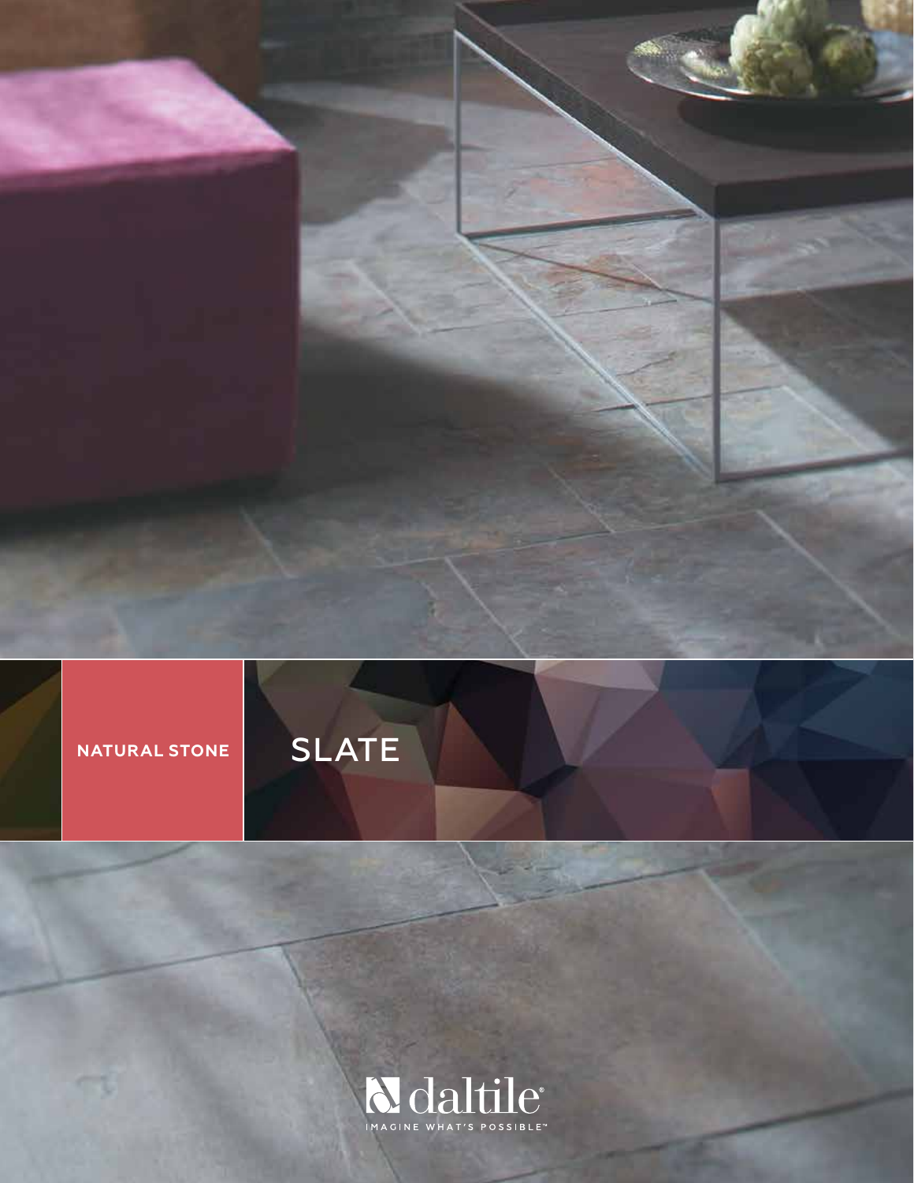NATURAL STONE

# SLATE

daltile

IMAGINE WHAT'S POSSIBLE™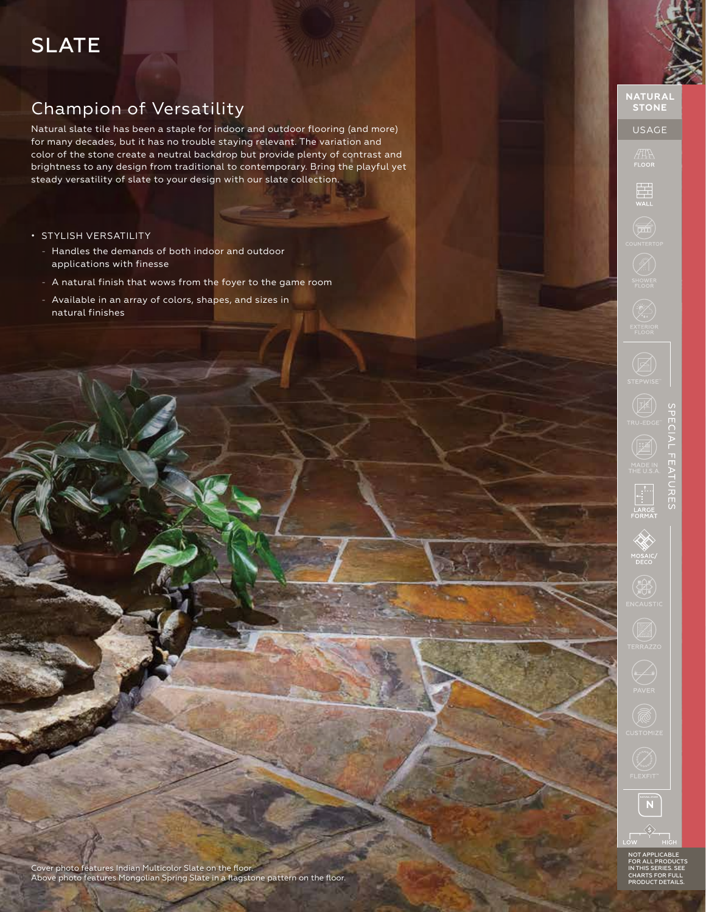# SLATE

## Champion of Versatility

Natural slate tile has been a staple for indoor and outdoor flooring (and more) for many decades, but it has no trouble staying relevant. The variation and color of the stone create a neutral backdrop but provide plenty of contrast and brightness to any design from traditional to contemporary. Bring the playful yet steady versatility of slate to your design with our slate collection.

- STYLISH VERSATILITY
  - Handles the demands of both indoor and outdoor applications with finesse
  - A natural finish that wows from the foyer to the game room
  - Available in an array of colors, shapes, and sizes in natural finishes

NATURAL STONE

USAGE

FLOOR

WALL

COUNTERTOP

SHOWER FLOOR

EXTERIOR FLOOR

SPECIAL FEATURES

STEPWISE™

TRU-EDGE™

MADE IN THE U.S.A.

LARGE FORMAT

MOSAIC/ DECO

ENCAUSTIC

TERRAZZO

PAVER

CUSTOMIZE

FLEXFIT™

N

LOW $ HIGH

NOT APPLICABLE FOR ALL PRODUCTS IN THIS SERIES. SEE CHARTS FOR FULL PRODUCT DETAILS.

Cover photo features Indian Multicolor Slate on the floor.
Above photo features Mongolian Spring Slate in a flagstone pattern on the floor.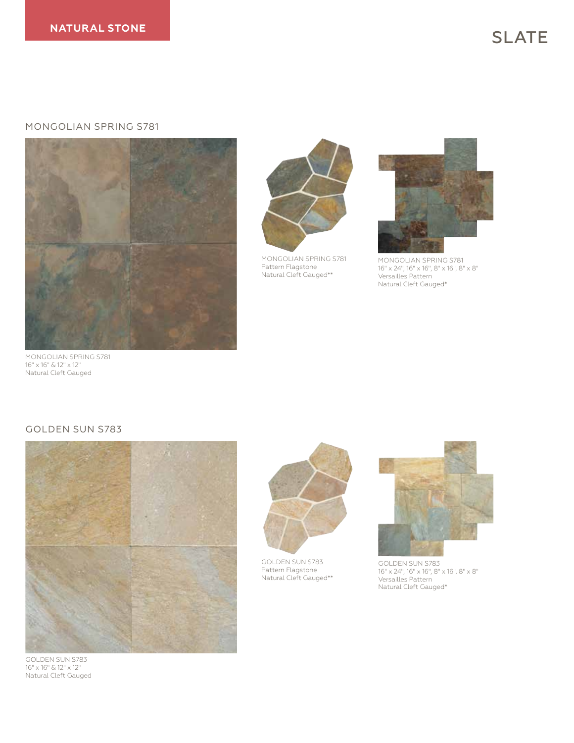NATURAL STONE

# SLATE

## MONGOLIAN SPRING S781

MONGOLIAN SPRING S781
16" x 16" & 12" x 12"
Natural Cleft Gauged

MONGOLIAN SPRING S781
Pattern Flagstone
Natural Cleft Gauged**

MONGOLIAN SPRING S781
16" x 24", 16" x 16", 8" x 16", 8" x 8"
Versailles Pattern
Natural Cleft Gauged*

## GOLDEN SUN S783

GOLDEN SUN S783
16" x 16" & 12" x 12"
Natural Cleft Gauged

GOLDEN SUN S783
Pattern Flagstone
Natural Cleft Gauged**

GOLDEN SUN S783
16" x 24", 16" x 16", 8" x 16", 8" x 8"
Versailles Pattern
Natural Cleft Gauged*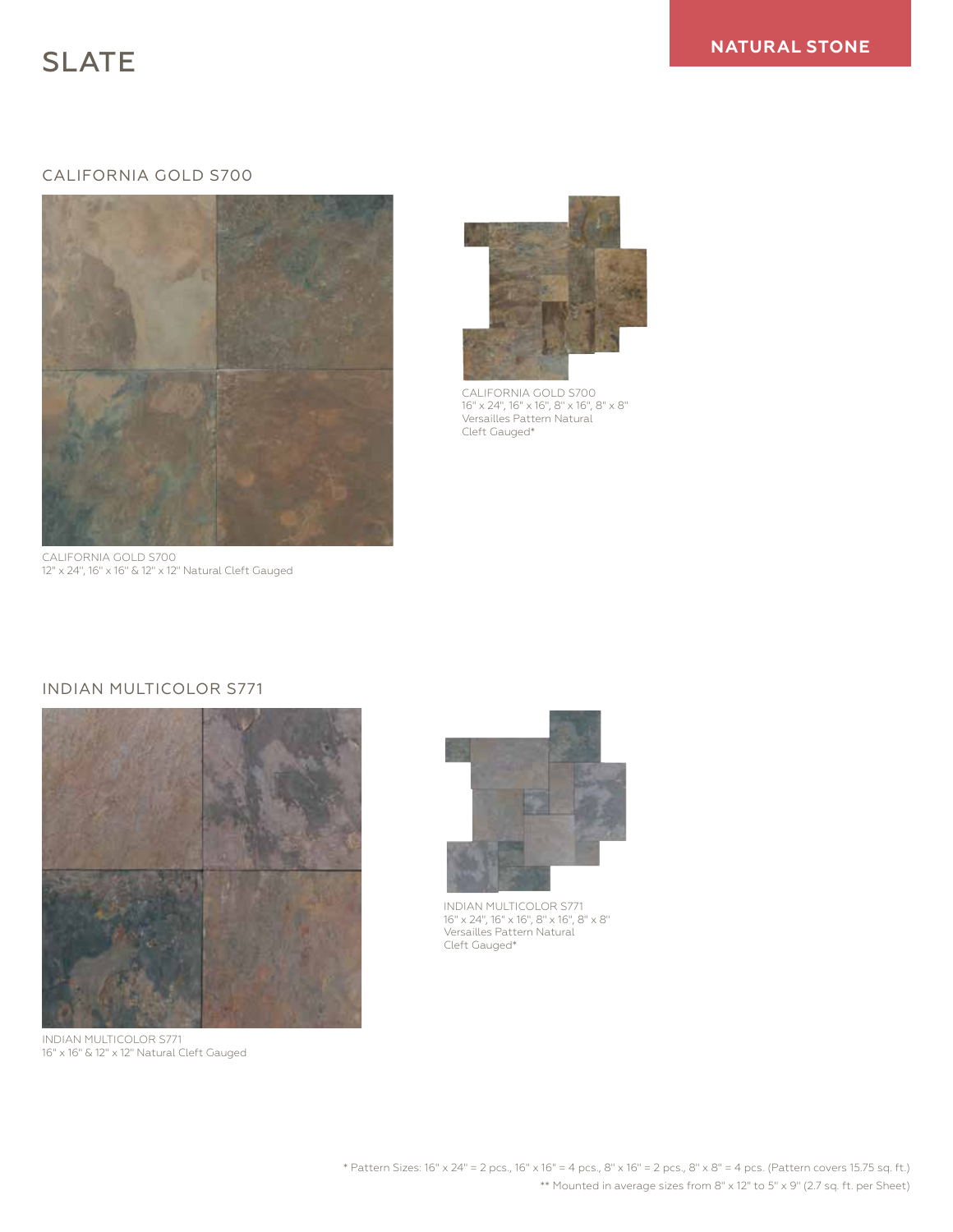# SLATE

NATURAL STONE

## CALIFORNIA GOLD S700

CALIFORNIA GOLD S700
12" x 24", 16" x 16" & 12" x 12" Natural Cleft Gauged

CALIFORNIA GOLD S700
16" x 24", 16" x 16", 8" x 16", 8" x 8"
Versailles Pattern Natural
Cleft Gauged*

## INDIAN MULTICOLOR S771

INDIAN MULTICOLOR S771
16" x 16" & 12" x 12" Natural Cleft Gauged

INDIAN MULTICOLOR S771
16" x 24", 16" x 16", 8" x 16", 8" x 8"
Versailles Pattern Natural
Cleft Gauged*

* Pattern Sizes: 16" x 24" = 2 pcs., 16" x 16" = 4 pcs., 8" x 16" = 2 pcs., 8" x 8" = 4 pcs. (Pattern covers 15.75 sq. ft.)

** Mounted in average sizes from 8" x 12" to 5" x 9" (2.7 sq. ft. per Sheet)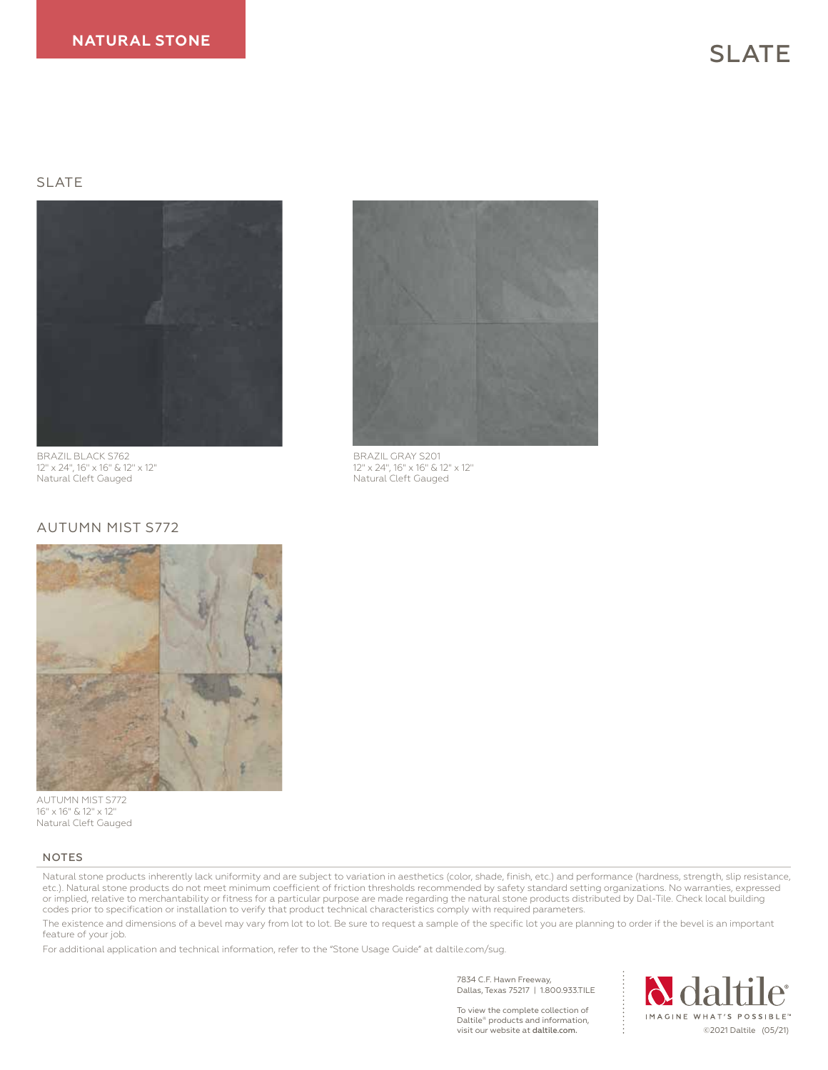NATURAL STONE

# SLATE

## SLATE

BRAZIL BLACK S762
12" x 24", 16" x 16" & 12" x 12"
Natural Cleft Gauged

BRAZIL GRAY S201
12" x 24", 16" x 16" & 12" x 12"
Natural Cleft Gauged

## AUTUMN MIST S772

AUTUMN MIST S772
16" x 16" & 12" x 12"
Natural Cleft Gauged

### NOTES

Natural stone products inherently lack uniformity and are subject to variation in aesthetics (color, shade, finish, etc.) and performance (hardness, strength, slip resistance, etc.). Natural stone products do not meet minimum coefficient of friction thresholds recommended by safety standard setting organizations. No warranties, expressed or implied, relative to merchantability or fitness for a particular purpose are made regarding the natural stone products distributed by Dal-Tile. Check local building codes prior to specification or installation to verify that product technical characteristics comply with required parameters.

The existence and dimensions of a bevel may vary from lot to lot. Be sure to request a sample of the specific lot you are planning to order if the bevel is an important feature of your job.

For additional application and technical information, refer to the "Stone Usage Guide" at daltile.com/sug.

7834 C.F. Hawn Freeway,
Dallas, Texas 75217 | 1.800.933.TILE

To view the complete collection of Daltile® products and information, visit our website at **daltile.com.**

daltile®
IMAGINE WHAT'S POSSIBLE™
©2021 Daltile (05/21)